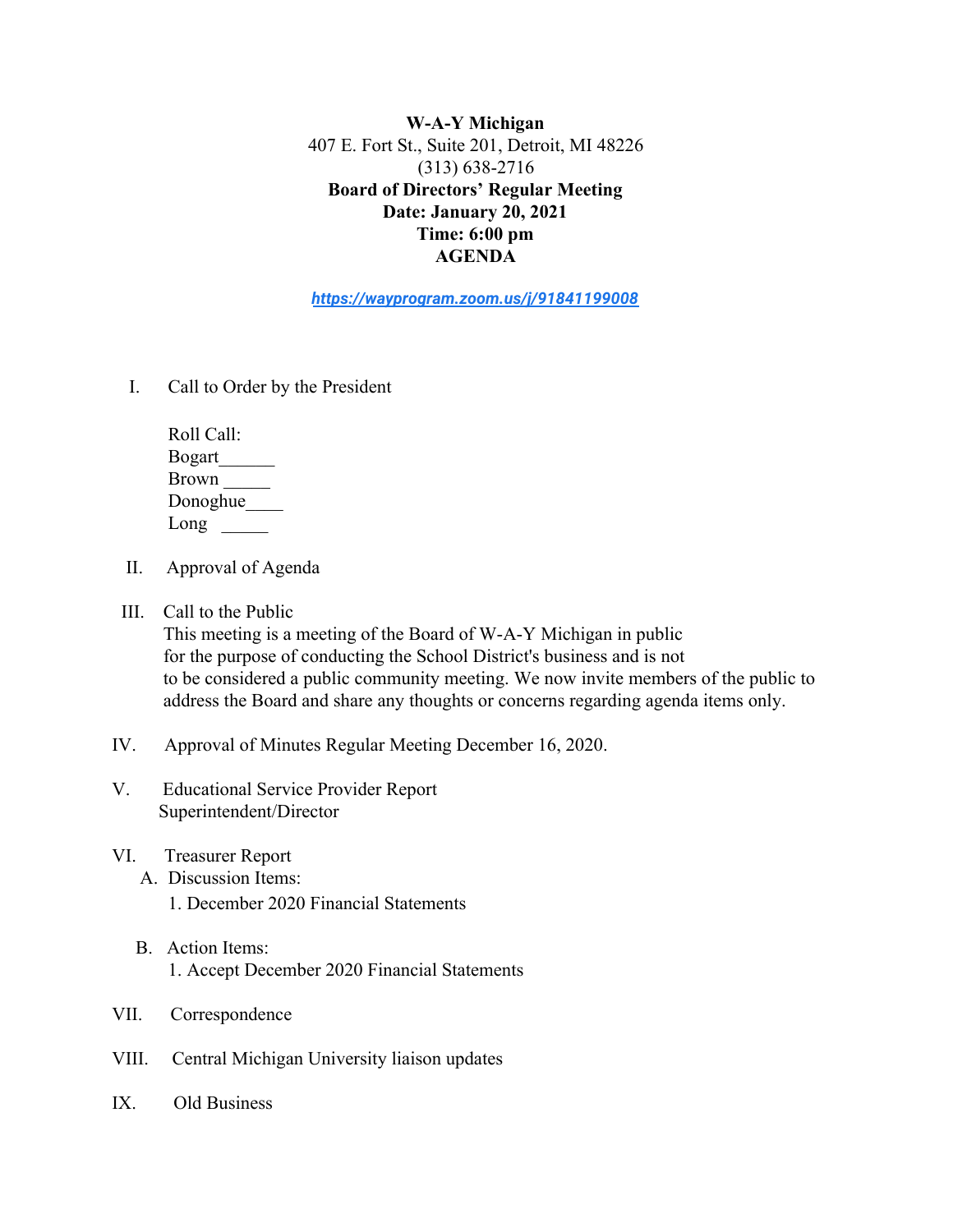**W-A-Y Michigan**
407 E. Fort St., Suite 201, Detroit, MI 48226
(313) 638-2716
**Board of Directors' Regular Meeting**
**Date: January 20, 2021**
**Time: 6:00 pm**
**AGENDA**

***https://wayprogram.zoom.us/j/91841199008***

I. Call to Order by the President

   Roll Call:
   Bogart______
   Brown _____
   Donoghue____
   Long _____

II. Approval of Agenda

III. Call to the Public
   This meeting is a meeting of the Board of W-A-Y Michigan in public for the purpose of conducting the School District's business and is not to be considered a public community meeting. We now invite members of the public to address the Board and share any thoughts or concerns regarding agenda items only.

IV. Approval of Minutes Regular Meeting December 16, 2020.

V. Educational Service Provider Report
   Superintendent/Director

VI. Treasurer Report
   A. Discussion Items:
      1. December 2020 Financial Statements

   B. Action Items:
      1. Accept December 2020 Financial Statements

VII. Correspondence

VIII. Central Michigan University liaison updates

IX. Old Business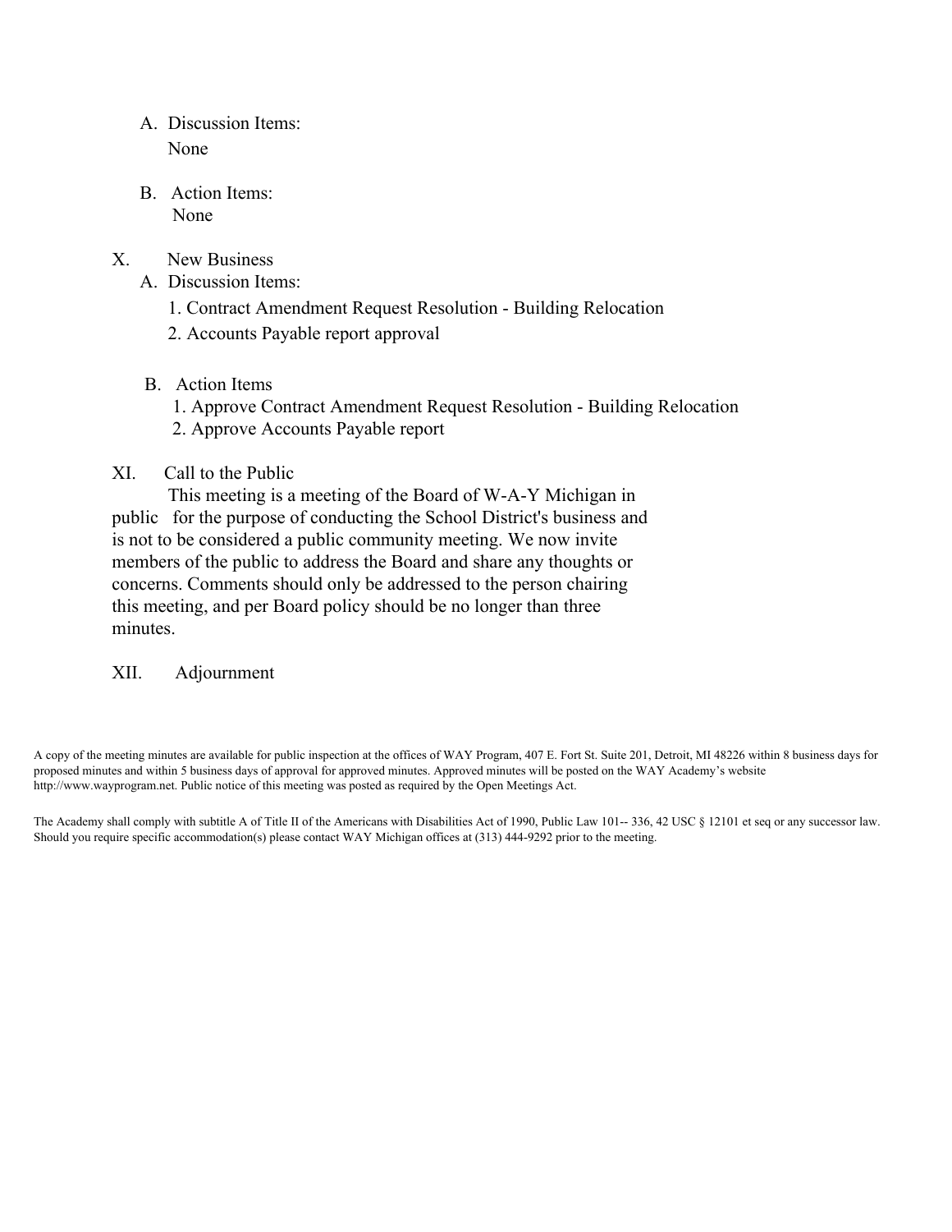A. Discussion Items:
   None

B. Action Items:
   None

X. New Business

A. Discussion Items:
   1. Contract Amendment Request Resolution - Building Relocation
   2. Accounts Payable report approval

B. Action Items
   1. Approve Contract Amendment Request Resolution - Building Relocation
   2. Approve Accounts Payable report

XI. Call to the Public

This meeting is a meeting of the Board of W-A-Y Michigan in public for the purpose of conducting the School District's business and is not to be considered a public community meeting. We now invite members of the public to address the Board and share any thoughts or concerns. Comments should only be addressed to the person chairing this meeting, and per Board policy should be no longer than three minutes.

XII. Adjournment

A copy of the meeting minutes are available for public inspection at the offices of WAY Program, 407 E. Fort St. Suite 201, Detroit, MI 48226 within 8 business days for proposed minutes and within 5 business days of approval for approved minutes. Approved minutes will be posted on the WAY Academy's website http://www.wayprogram.net. Public notice of this meeting was posted as required by the Open Meetings Act.

The Academy shall comply with subtitle A of Title II of the Americans with Disabilities Act of 1990, Public Law 101-- 336, 42 USC § 12101 et seq or any successor law. Should you require specific accommodation(s) please contact WAY Michigan offices at (313) 444-9292 prior to the meeting.